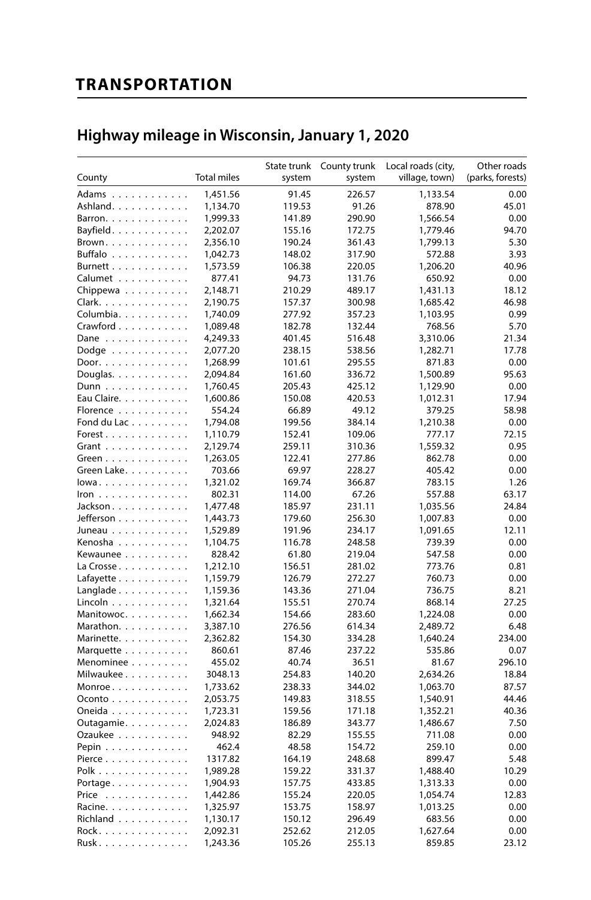# TRANSPORTATION

## Highway mileage in Wisconsin, January 1, 2020

| County | Total miles | State trunk system | County trunk system | Local roads (city, village, town) | Other roads (parks, forests) |
|---|---|---|---|---|---|
| Adams | 1,451.56 | 91.45 | 226.57 | 1,133.54 | 0.00 |
| Ashland | 1,134.70 | 119.53 | 91.26 | 878.90 | 45.01 |
| Barron | 1,999.33 | 141.89 | 290.90 | 1,566.54 | 0.00 |
| Bayfield | 2,202.07 | 155.16 | 172.75 | 1,779.46 | 94.70 |
| Brown | 2,356.10 | 190.24 | 361.43 | 1,799.13 | 5.30 |
| Buffalo | 1,042.73 | 148.02 | 317.90 | 572.88 | 3.93 |
| Burnett | 1,573.59 | 106.38 | 220.05 | 1,206.20 | 40.96 |
| Calumet | 877.41 | 94.73 | 131.76 | 650.92 | 0.00 |
| Chippewa | 2,148.71 | 210.29 | 489.17 | 1,431.13 | 18.12 |
| Clark | 2,190.75 | 157.37 | 300.98 | 1,685.42 | 46.98 |
| Columbia | 1,740.09 | 277.92 | 357.23 | 1,103.95 | 0.99 |
| Crawford | 1,089.48 | 182.78 | 132.44 | 768.56 | 5.70 |
| Dane | 4,249.33 | 401.45 | 516.48 | 3,310.06 | 21.34 |
| Dodge | 2,077.20 | 238.15 | 538.56 | 1,282.71 | 17.78 |
| Door | 1,268.99 | 101.61 | 295.55 | 871.83 | 0.00 |
| Douglas | 2,094.84 | 161.60 | 336.72 | 1,500.89 | 95.63 |
| Dunn | 1,760.45 | 205.43 | 425.12 | 1,129.90 | 0.00 |
| Eau Claire | 1,600.86 | 150.08 | 420.53 | 1,012.31 | 17.94 |
| Florence | 554.24 | 66.89 | 49.12 | 379.25 | 58.98 |
| Fond du Lac | 1,794.08 | 199.56 | 384.14 | 1,210.38 | 0.00 |
| Forest | 1,110.79 | 152.41 | 109.06 | 777.17 | 72.15 |
| Grant | 2,129.74 | 259.11 | 310.36 | 1,559.32 | 0.95 |
| Green | 1,263.05 | 122.41 | 277.86 | 862.78 | 0.00 |
| Green Lake | 703.66 | 69.97 | 228.27 | 405.42 | 0.00 |
| Iowa | 1,321.02 | 169.74 | 366.87 | 783.15 | 1.26 |
| Iron | 802.31 | 114.00 | 67.26 | 557.88 | 63.17 |
| Jackson | 1,477.48 | 185.97 | 231.11 | 1,035.56 | 24.84 |
| Jefferson | 1,443.73 | 179.60 | 256.30 | 1,007.83 | 0.00 |
| Juneau | 1,529.89 | 191.96 | 234.17 | 1,091.65 | 12.11 |
| Kenosha | 1,104.75 | 116.78 | 248.58 | 739.39 | 0.00 |
| Kewaunee | 828.42 | 61.80 | 219.04 | 547.58 | 0.00 |
| La Crosse | 1,212.10 | 156.51 | 281.02 | 773.76 | 0.81 |
| Lafayette | 1,159.79 | 126.79 | 272.27 | 760.73 | 0.00 |
| Langlade | 1,159.36 | 143.36 | 271.04 | 736.75 | 8.21 |
| Lincoln | 1,321.64 | 155.51 | 270.74 | 868.14 | 27.25 |
| Manitowoc | 1,662.34 | 154.66 | 283.60 | 1,224.08 | 0.00 |
| Marathon | 3,387.10 | 276.56 | 614.34 | 2,489.72 | 6.48 |
| Marinette | 2,362.82 | 154.30 | 334.28 | 1,640.24 | 234.00 |
| Marquette | 860.61 | 87.46 | 237.22 | 535.86 | 0.07 |
| Menominee | 455.02 | 40.74 | 36.51 | 81.67 | 296.10 |
| Milwaukee | 3048.13 | 254.83 | 140.20 | 2,634.26 | 18.84 |
| Monroe | 1,733.62 | 238.33 | 344.02 | 1,063.70 | 87.57 |
| Oconto | 2,053.75 | 149.83 | 318.55 | 1,540.91 | 44.46 |
| Oneida | 1,723.31 | 159.56 | 171.18 | 1,352.21 | 40.36 |
| Outagamie | 2,024.83 | 186.89 | 343.77 | 1,486.67 | 7.50 |
| Ozaukee | 948.92 | 82.29 | 155.55 | 711.08 | 0.00 |
| Pepin | 462.4 | 48.58 | 154.72 | 259.10 | 0.00 |
| Pierce | 1317.82 | 164.19 | 248.68 | 899.47 | 5.48 |
| Polk | 1,989.28 | 159.22 | 331.37 | 1,488.40 | 10.29 |
| Portage | 1,904.93 | 157.75 | 433.85 | 1,313.33 | 0.00 |
| Price | 1,442.86 | 155.24 | 220.05 | 1,054.74 | 12.83 |
| Racine | 1,325.97 | 153.75 | 158.97 | 1,013.25 | 0.00 |
| Richland | 1,130.17 | 150.12 | 296.49 | 683.56 | 0.00 |
| Rock | 2,092.31 | 252.62 | 212.05 | 1,627.64 | 0.00 |
| Rusk | 1,243.36 | 105.26 | 255.13 | 859.85 | 23.12 |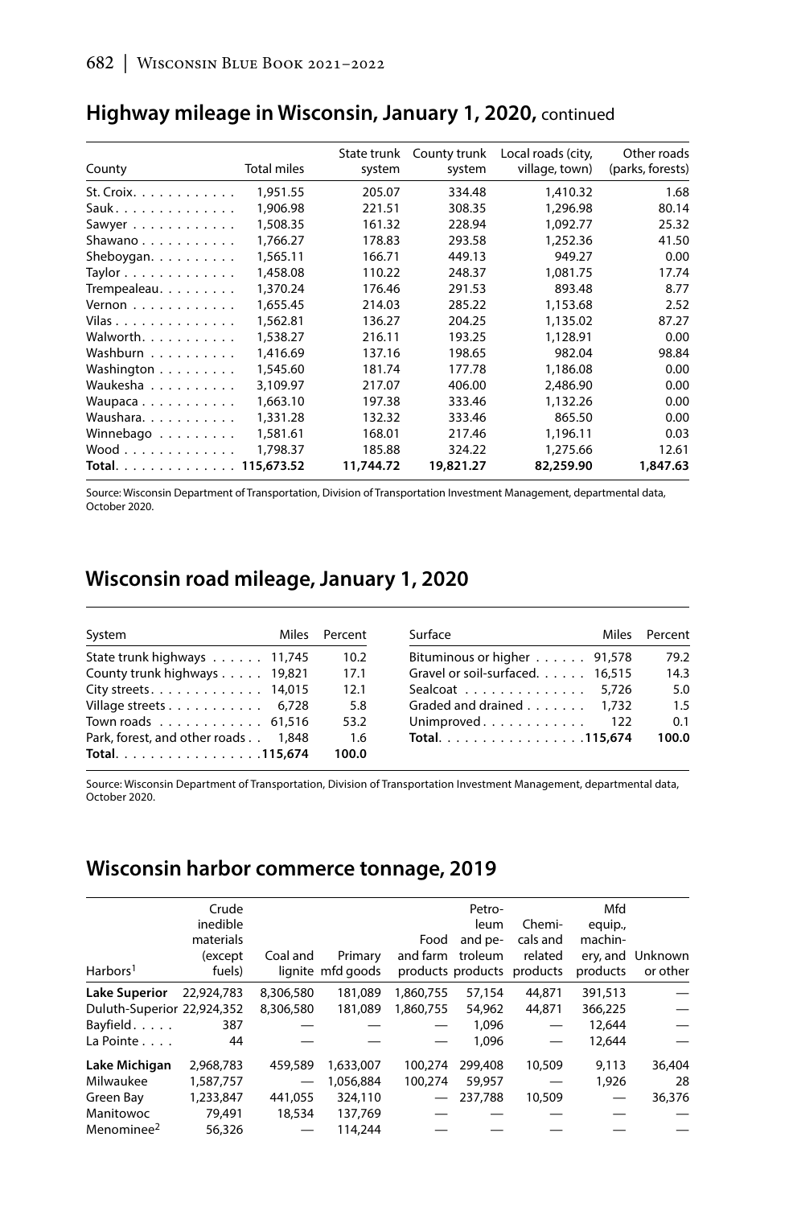## Highway mileage in Wisconsin, January 1, 2020, continued

| County | Total miles | State trunk system | County trunk system | Local roads (city, village, town) | Other roads (parks, forests) |
|---|---|---|---|---|---|
| St. Croix | 1,951.55 | 205.07 | 334.48 | 1,410.32 | 1.68 |
| Sauk | 1,906.98 | 221.51 | 308.35 | 1,296.98 | 80.14 |
| Sawyer | 1,508.35 | 161.32 | 228.94 | 1,092.77 | 25.32 |
| Shawano | 1,766.27 | 178.83 | 293.58 | 1,252.36 | 41.50 |
| Sheboygan | 1,565.11 | 166.71 | 449.13 | 949.27 | 0.00 |
| Taylor | 1,458.08 | 110.22 | 248.37 | 1,081.75 | 17.74 |
| Trempealeau | 1,370.24 | 176.46 | 291.53 | 893.48 | 8.77 |
| Vernon | 1,655.45 | 214.03 | 285.22 | 1,153.68 | 2.52 |
| Vilas | 1,562.81 | 136.27 | 204.25 | 1,135.02 | 87.27 |
| Walworth | 1,538.27 | 216.11 | 193.25 | 1,128.91 | 0.00 |
| Washburn | 1,416.69 | 137.16 | 198.65 | 982.04 | 98.84 |
| Washington | 1,545.60 | 181.74 | 177.78 | 1,186.08 | 0.00 |
| Waukesha | 3,109.97 | 217.07 | 406.00 | 2,486.90 | 0.00 |
| Waupaca | 1,663.10 | 197.38 | 333.46 | 1,132.26 | 0.00 |
| Waushara | 1,331.28 | 132.32 | 333.46 | 865.50 | 0.00 |
| Winnebago | 1,581.61 | 168.01 | 217.46 | 1,196.11 | 0.03 |
| Wood | 1,798.37 | 185.88 | 324.22 | 1,275.66 | 12.61 |
| **Total** | **115,673.52** | **11,744.72** | **19,821.27** | **82,259.90** | **1,847.63** |

Source: Wisconsin Department of Transportation, Division of Transportation Investment Management, departmental data, October 2020.

## Wisconsin road mileage, January 1, 2020

| System | Miles | Percent |
|---|---|---|
| State trunk highways | 11,745 | 10.2 |
| County trunk highways | 19,821 | 17.1 |
| City streets | 14,015 | 12.1 |
| Village streets | 6,728 | 5.8 |
| Town roads | 61,516 | 53.2 |
| Park, forest, and other roads | 1,848 | 1.6 |
| **Total** | **115,674** | **100.0** |

| Surface | Miles | Percent |
|---|---|---|
| Bituminous or higher | 91,578 | 79.2 |
| Gravel or soil-surfaced | 16,515 | 14.3 |
| Sealcoat | 5,726 | 5.0 |
| Graded and drained | 1,732 | 1.5 |
| Unimproved | 122 | 0.1 |
| **Total** | **115,674** | **100.0** |

Source: Wisconsin Department of Transportation, Division of Transportation Investment Management, departmental data, October 2020.

## Wisconsin harbor commerce tonnage, 2019

| Harbors[1] | Crude inedible materials (except fuels) | Coal and lignite | Primary mfd goods | Food and farm products | Petroleum and petroleum products | Chemicals and related products | Mfd equip., machinery, and products | Unknown or other |
|---|---|---|---|---|---|---|---|---|
| **Lake Superior** | 22,924,783 | 8,306,580 | 181,089 | 1,860,755 | 57,154 | 44,871 | 391,513 | — |
| Duluth-Superior | 22,924,352 | 8,306,580 | 181,089 | 1,860,755 | 54,962 | 44,871 | 366,225 | — |
| Bayfield | 387 | — | — | — | 1,096 | — | 12,644 | — |
| La Pointe | 44 | — | — | — | 1,096 | — | 12,644 | — |
| **Lake Michigan** | 2,968,783 | 459,589 | 1,633,007 | 100,274 | 299,408 | 10,509 | 9,113 | 36,404 |
| Milwaukee | 1,587,757 | — | 1,056,884 | 100,274 | 59,957 | — | 1,926 | 28 |
| Green Bay | 1,233,847 | 441,055 | 324,110 | — | 237,788 | 10,509 | — | 36,376 |
| Manitowoc | 79,491 | 18,534 | 137,769 | — | — | — | — | — |
| Menominee[2] | 56,326 | — | 114,244 | — | — | — | — | — |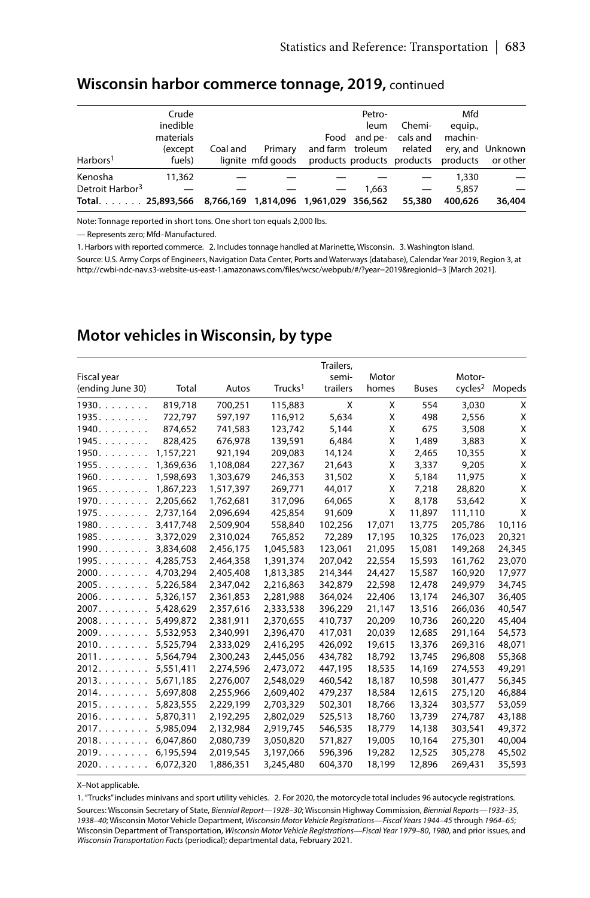## Wisconsin harbor commerce tonnage, 2019, continued

| Harbors[1] | Crude inedible materials (except fuels) | Coal and lignite | Primary mfd goods | Food and farm products | Petro-leum and pe-troleum products | Chemi-cals and related products | Mfd equip., machin-ery, and products | Unknown or other |
|---|---|---|---|---|---|---|---|---|
| Kenosha | 11,362 | — | — | — | — | — | 1,330 | — |
| Detroit Harbor[3] | — | — | — | — | 1,663 | — | 5,857 | — |
| **Total** | **25,893,566** | **8,766,169** | **1,814,096** | **1,961,029** | **356,562** | **55,380** | **400,626** | **36,404** |

Note: Tonnage reported in short tons. One short ton equals 2,000 lbs.

— Represents zero; Mfd–Manufactured.

1. Harbors with reported commerce. 2. Includes tonnage handled at Marinette, Wisconsin. 3. Washington Island.

Source: U.S. Army Corps of Engineers, Navigation Data Center, Ports and Waterways (database), Calendar Year 2019, Region 3, at http://cwbi-ndc-nav.s3-website-us-east-1.amazonaws.com/files/wcsc/webpub/#/?year=2019&regionId=3 [March 2021].

## Motor vehicles in Wisconsin, by type

| Fiscal year (ending June 30) | Total | Autos | Trucks[1] | Trailers, semi-trailers | Motor homes | Buses | Motor-cycles[2] | Mopeds |
|---|---|---|---|---|---|---|---|---|
| 1930 | 819,718 | 700,251 | 115,883 | X | X | 554 | 3,030 | X |
| 1935 | 722,797 | 597,197 | 116,912 | 5,634 | X | 498 | 2,556 | X |
| 1940 | 874,652 | 741,583 | 123,742 | 5,144 | X | 675 | 3,508 | X |
| 1945 | 828,425 | 676,978 | 139,591 | 6,484 | X | 1,489 | 3,883 | X |
| 1950 | 1,157,221 | 921,194 | 209,083 | 14,124 | X | 2,465 | 10,355 | X |
| 1955 | 1,369,636 | 1,108,084 | 227,367 | 21,643 | X | 3,337 | 9,205 | X |
| 1960 | 1,598,693 | 1,303,679 | 246,353 | 31,502 | X | 5,184 | 11,975 | X |
| 1965 | 1,867,223 | 1,517,397 | 269,771 | 44,017 | X | 7,218 | 28,820 | X |
| 1970 | 2,205,662 | 1,762,681 | 317,096 | 64,065 | X | 8,178 | 53,642 | X |
| 1975 | 2,737,164 | 2,096,694 | 425,854 | 91,609 | X | 11,897 | 111,110 | X |
| 1980 | 3,417,748 | 2,509,904 | 558,840 | 102,256 | 17,071 | 13,775 | 205,786 | 10,116 |
| 1985 | 3,372,029 | 2,310,024 | 765,852 | 72,289 | 17,195 | 10,325 | 176,023 | 20,321 |
| 1990 | 3,834,608 | 2,456,175 | 1,045,583 | 123,061 | 21,095 | 15,081 | 149,268 | 24,345 |
| 1995 | 4,285,753 | 2,464,358 | 1,391,374 | 207,042 | 22,554 | 15,593 | 161,762 | 23,070 |
| 2000 | 4,703,294 | 2,405,408 | 1,813,385 | 214,344 | 24,427 | 15,587 | 160,920 | 17,977 |
| 2005 | 5,226,584 | 2,347,042 | 2,216,863 | 342,879 | 22,598 | 12,478 | 249,979 | 34,745 |
| 2006 | 5,326,157 | 2,361,853 | 2,281,988 | 364,024 | 22,406 | 13,174 | 246,307 | 36,405 |
| 2007 | 5,428,629 | 2,357,616 | 2,333,538 | 396,229 | 21,147 | 13,516 | 266,036 | 40,547 |
| 2008 | 5,499,872 | 2,381,911 | 2,370,655 | 410,737 | 20,209 | 10,736 | 260,220 | 45,404 |
| 2009 | 5,532,953 | 2,340,991 | 2,396,470 | 417,031 | 20,039 | 12,685 | 291,164 | 54,573 |
| 2010 | 5,525,794 | 2,333,029 | 2,416,295 | 426,092 | 19,615 | 13,376 | 269,316 | 48,071 |
| 2011 | 5,564,794 | 2,300,243 | 2,445,056 | 434,782 | 18,792 | 13,745 | 296,808 | 55,368 |
| 2012 | 5,551,411 | 2,274,596 | 2,473,072 | 447,195 | 18,535 | 14,169 | 274,553 | 49,291 |
| 2013 | 5,671,185 | 2,276,007 | 2,548,029 | 460,542 | 18,187 | 10,598 | 301,477 | 56,345 |
| 2014 | 5,697,808 | 2,255,966 | 2,609,402 | 479,237 | 18,584 | 12,615 | 275,120 | 46,884 |
| 2015 | 5,823,555 | 2,229,199 | 2,703,329 | 502,301 | 18,766 | 13,324 | 303,577 | 53,059 |
| 2016 | 5,870,311 | 2,192,295 | 2,802,029 | 525,513 | 18,760 | 13,739 | 274,787 | 43,188 |
| 2017 | 5,985,094 | 2,132,984 | 2,919,745 | 546,535 | 18,779 | 14,138 | 303,541 | 49,372 |
| 2018 | 6,047,860 | 2,080,739 | 3,050,820 | 571,827 | 19,005 | 10,164 | 275,301 | 40,004 |
| 2019 | 6,195,594 | 2,019,545 | 3,197,066 | 596,396 | 19,282 | 12,525 | 305,278 | 45,502 |
| 2020 | 6,072,320 | 1,886,351 | 3,245,480 | 604,370 | 18,199 | 12,896 | 269,431 | 35,593 |

X–Not applicable.

1. "Trucks" includes minivans and sport utility vehicles. 2. For 2020, the motorcycle total includes 96 autocycle registrations.

Sources: Wisconsin Secretary of State, *Biennial Report—1928–30*; Wisconsin Highway Commission, *Biennial Reports—1933–35*, *1938–40*; Wisconsin Motor Vehicle Department, *Wisconsin Motor Vehicle Registrations—Fiscal Years 1944–45* through *1964–65*; Wisconsin Department of Transportation, *Wisconsin Motor Vehicle Registrations—Fiscal Year 1979–80*, *1980*, and prior issues, and *Wisconsin Transportation Facts* (periodical); departmental data, February 2021.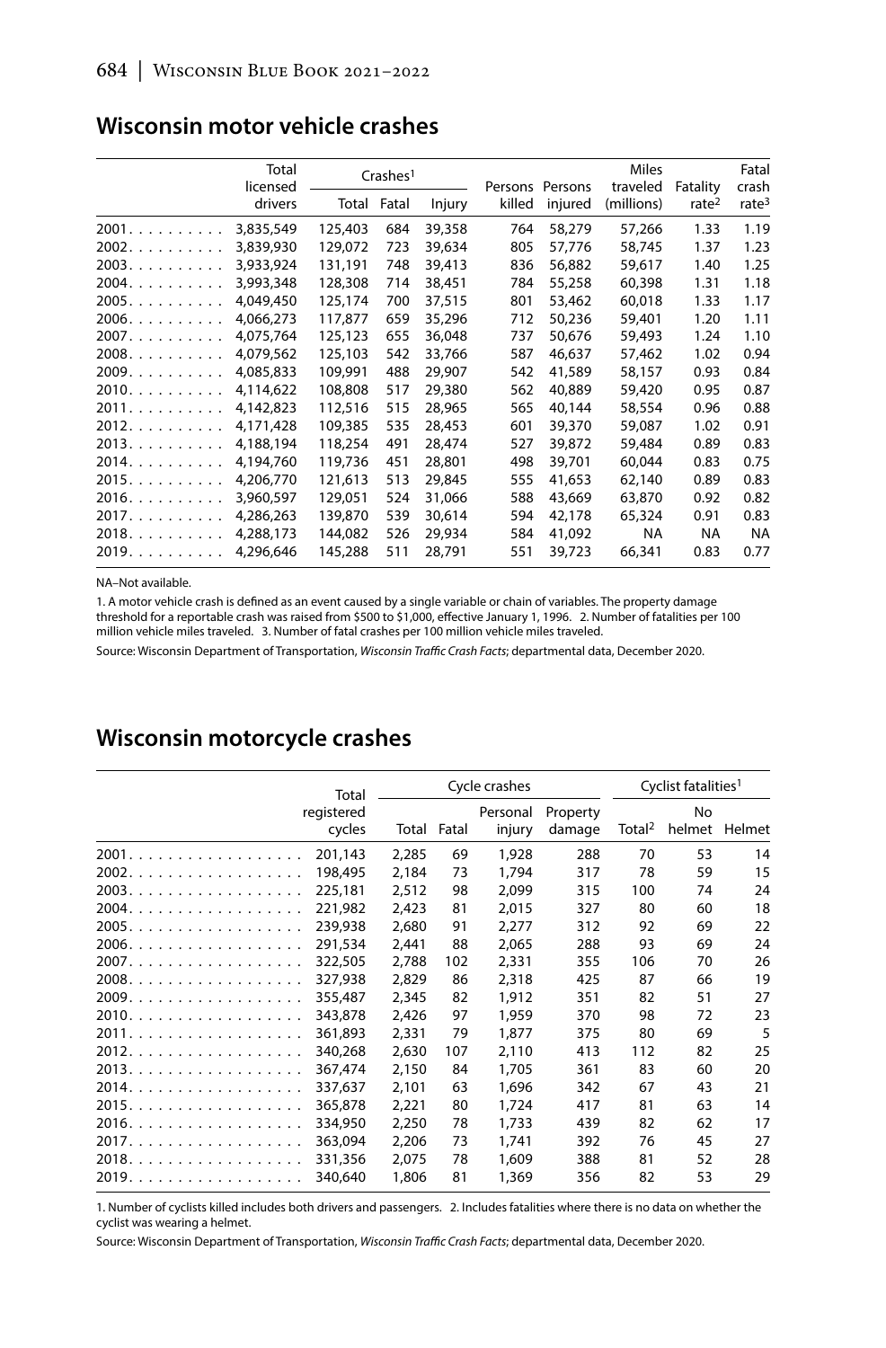## Wisconsin motor vehicle crashes

| | Total licensed drivers | Crashes[1] | | | Persons killed | Persons injured | Miles traveled (millions) | Fatality rate[2] | Fatal crash rate[3] |
|---|---|---|---|---|---|---|---|---|---|
| | | Total | Fatal | Injury | | | | | |
| 2001 | 3,835,549 | 125,403 | 684 | 39,358 | 764 | 58,279 | 57,266 | 1.33 | 1.19 |
| 2002 | 3,839,930 | 129,072 | 723 | 39,634 | 805 | 57,776 | 58,745 | 1.37 | 1.23 |
| 2003 | 3,933,924 | 131,191 | 748 | 39,413 | 836 | 56,882 | 59,617 | 1.40 | 1.25 |
| 2004 | 3,993,348 | 128,308 | 714 | 38,451 | 784 | 55,258 | 60,398 | 1.31 | 1.18 |
| 2005 | 4,049,450 | 125,174 | 700 | 37,515 | 801 | 53,462 | 60,018 | 1.33 | 1.17 |
| 2006 | 4,066,273 | 117,877 | 659 | 35,296 | 712 | 50,236 | 59,401 | 1.20 | 1.11 |
| 2007 | 4,075,764 | 125,123 | 655 | 36,048 | 737 | 50,676 | 59,493 | 1.24 | 1.10 |
| 2008 | 4,079,562 | 125,103 | 542 | 33,766 | 587 | 46,637 | 57,462 | 1.02 | 0.94 |
| 2009 | 4,085,833 | 109,991 | 488 | 29,907 | 542 | 41,589 | 58,157 | 0.93 | 0.84 |
| 2010 | 4,114,622 | 108,808 | 517 | 29,380 | 562 | 40,889 | 59,420 | 0.95 | 0.87 |
| 2011 | 4,142,823 | 112,516 | 515 | 28,965 | 565 | 40,144 | 58,554 | 0.96 | 0.88 |
| 2012 | 4,171,428 | 109,385 | 535 | 28,453 | 601 | 39,370 | 59,087 | 1.02 | 0.91 |
| 2013 | 4,188,194 | 118,254 | 491 | 28,474 | 527 | 39,872 | 59,484 | 0.89 | 0.83 |
| 2014 | 4,194,760 | 119,736 | 451 | 28,801 | 498 | 39,701 | 60,044 | 0.83 | 0.75 |
| 2015 | 4,206,770 | 121,613 | 513 | 29,845 | 555 | 41,653 | 62,140 | 0.89 | 0.83 |
| 2016 | 3,960,597 | 129,051 | 524 | 31,066 | 588 | 43,669 | 63,870 | 0.92 | 0.82 |
| 2017 | 4,286,263 | 139,870 | 539 | 30,614 | 594 | 42,178 | 65,324 | 0.91 | 0.83 |
| 2018 | 4,288,173 | 144,082 | 526 | 29,934 | 584 | 41,092 | NA | NA | NA |
| 2019 | 4,296,646 | 145,288 | 511 | 28,791 | 551 | 39,723 | 66,341 | 0.83 | 0.77 |

NA–Not available.

1. A motor vehicle crash is defined as an event caused by a single variable or chain of variables. The property damage threshold for a reportable crash was raised from $500 to $1,000, effective January 1, 1996. 2. Number of fatalities per 100 million vehicle miles traveled. 3. Number of fatal crashes per 100 million vehicle miles traveled.

Source: Wisconsin Department of Transportation, *Wisconsin Traffic Crash Facts*; departmental data, December 2020.

## Wisconsin motorcycle crashes

| | Total registered cycles | Cycle crashes | | | | Cyclist fatalities[1] | | |
|---|---|---|---|---|---|---|---|---|
| | | Total | Fatal | Personal injury | Property damage | Total[2] | No helmet | Helmet |
| 2001 | 201,143 | 2,285 | 69 | 1,928 | 288 | 70 | 53 | 14 |
| 2002 | 198,495 | 2,184 | 73 | 1,794 | 317 | 78 | 59 | 15 |
| 2003 | 225,181 | 2,512 | 98 | 2,099 | 315 | 100 | 74 | 24 |
| 2004 | 221,982 | 2,423 | 81 | 2,015 | 327 | 80 | 60 | 18 |
| 2005 | 239,938 | 2,680 | 91 | 2,277 | 312 | 92 | 69 | 22 |
| 2006 | 291,534 | 2,441 | 88 | 2,065 | 288 | 93 | 69 | 24 |
| 2007 | 322,505 | 2,788 | 102 | 2,331 | 355 | 106 | 70 | 26 |
| 2008 | 327,938 | 2,829 | 86 | 2,318 | 425 | 87 | 66 | 19 |
| 2009 | 355,487 | 2,345 | 82 | 1,912 | 351 | 82 | 51 | 27 |
| 2010 | 343,878 | 2,426 | 97 | 1,959 | 370 | 98 | 72 | 23 |
| 2011 | 361,893 | 2,331 | 79 | 1,877 | 375 | 80 | 69 | 5 |
| 2012 | 340,268 | 2,630 | 107 | 2,110 | 413 | 112 | 82 | 25 |
| 2013 | 367,474 | 2,150 | 84 | 1,705 | 361 | 83 | 60 | 20 |
| 2014 | 337,637 | 2,101 | 63 | 1,696 | 342 | 67 | 43 | 21 |
| 2015 | 365,878 | 2,221 | 80 | 1,724 | 417 | 81 | 63 | 14 |
| 2016 | 334,950 | 2,250 | 78 | 1,733 | 439 | 82 | 62 | 17 |
| 2017 | 363,094 | 2,206 | 73 | 1,741 | 392 | 76 | 45 | 27 |
| 2018 | 331,356 | 2,075 | 78 | 1,609 | 388 | 81 | 52 | 28 |
| 2019 | 340,640 | 1,806 | 81 | 1,369 | 356 | 82 | 53 | 29 |

1. Number of cyclists killed includes both drivers and passengers. 2. Includes fatalities where there is no data on whether the cyclist was wearing a helmet.

Source: Wisconsin Department of Transportation, *Wisconsin Traffic Crash Facts*; departmental data, December 2020.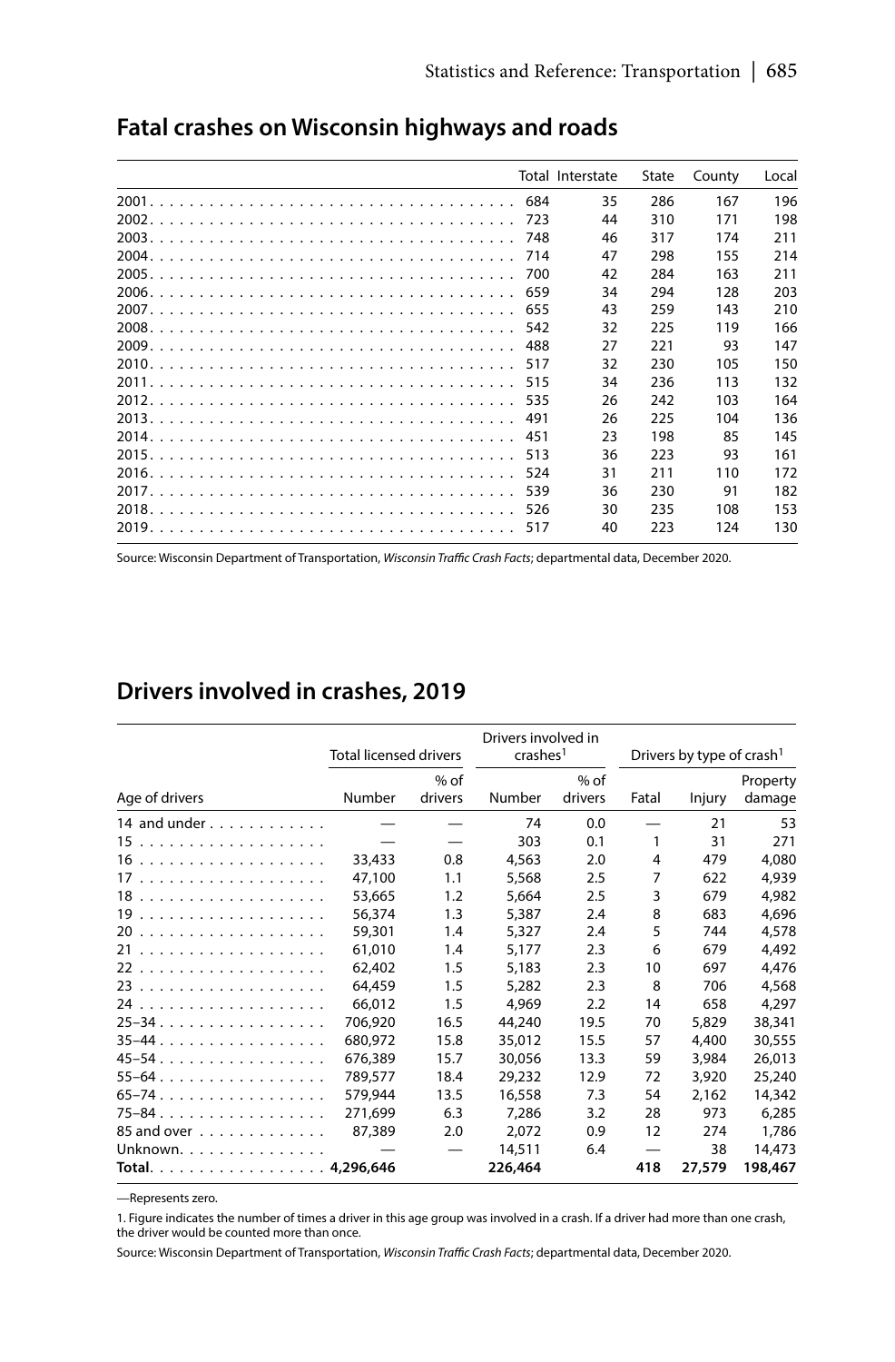## Fatal crashes on Wisconsin highways and roads

| | Total | Interstate | State | County | Local |
|---|---|---|---|---|---|
| 2001 | 684 | 35 | 286 | 167 | 196 |
| 2002 | 723 | 44 | 310 | 171 | 198 |
| 2003 | 748 | 46 | 317 | 174 | 211 |
| 2004 | 714 | 47 | 298 | 155 | 214 |
| 2005 | 700 | 42 | 284 | 163 | 211 |
| 2006 | 659 | 34 | 294 | 128 | 203 |
| 2007 | 655 | 43 | 259 | 143 | 210 |
| 2008 | 542 | 32 | 225 | 119 | 166 |
| 2009 | 488 | 27 | 221 | 93 | 147 |
| 2010 | 517 | 32 | 230 | 105 | 150 |
| 2011 | 515 | 34 | 236 | 113 | 132 |
| 2012 | 535 | 26 | 242 | 103 | 164 |
| 2013 | 491 | 26 | 225 | 104 | 136 |
| 2014 | 451 | 23 | 198 | 85 | 145 |
| 2015 | 513 | 36 | 223 | 93 | 161 |
| 2016 | 524 | 31 | 211 | 110 | 172 |
| 2017 | 539 | 36 | 230 | 91 | 182 |
| 2018 | 526 | 30 | 235 | 108 | 153 |
| 2019 | 517 | 40 | 223 | 124 | 130 |

Source: Wisconsin Department of Transportation, *Wisconsin Traffic Crash Facts*; departmental data, December 2020.

## Drivers involved in crashes, 2019

| | Total licensed drivers | | Drivers involved in crashes[1] | | Drivers by type of crash[1] | | |
|---|---|---|---|---|---|---|---|
| Age of drivers | Number | % of drivers | Number | % of drivers | Fatal | Injury | Property damage |
| 14 and under | — | — | 74 | 0.0 | — | 21 | 53 |
| 15 | — | — | 303 | 0.1 | 1 | 31 | 271 |
| 16 | 33,433 | 0.8 | 4,563 | 2.0 | 4 | 479 | 4,080 |
| 17 | 47,100 | 1.1 | 5,568 | 2.5 | 7 | 622 | 4,939 |
| 18 | 53,665 | 1.2 | 5,664 | 2.5 | 3 | 679 | 4,982 |
| 19 | 56,374 | 1.3 | 5,387 | 2.4 | 8 | 683 | 4,696 |
| 20 | 59,301 | 1.4 | 5,327 | 2.4 | 5 | 744 | 4,578 |
| 21 | 61,010 | 1.4 | 5,177 | 2.3 | 6 | 679 | 4,492 |
| 22 | 62,402 | 1.5 | 5,183 | 2.3 | 10 | 697 | 4,476 |
| 23 | 64,459 | 1.5 | 5,282 | 2.3 | 8 | 706 | 4,568 |
| 24 | 66,012 | 1.5 | 4,969 | 2.2 | 14 | 658 | 4,297 |
| 25–34 | 706,920 | 16.5 | 44,240 | 19.5 | 70 | 5,829 | 38,341 |
| 35–44 | 680,972 | 15.8 | 35,012 | 15.5 | 57 | 4,400 | 30,555 |
| 45–54 | 676,389 | 15.7 | 30,056 | 13.3 | 59 | 3,984 | 26,013 |
| 55–64 | 789,577 | 18.4 | 29,232 | 12.9 | 72 | 3,920 | 25,240 |
| 65–74 | 579,944 | 13.5 | 16,558 | 7.3 | 54 | 2,162 | 14,342 |
| 75–84 | 271,699 | 6.3 | 7,286 | 3.2 | 28 | 973 | 6,285 |
| 85 and over | 87,389 | 2.0 | 2,072 | 0.9 | 12 | 274 | 1,786 |
| Unknown | — | — | 14,511 | 6.4 | — | 38 | 14,473 |
| **Total** | **4,296,646** | | **226,464** | | **418** | **27,579** | **198,467** |

—Represents zero.

1. Figure indicates the number of times a driver in this age group was involved in a crash. If a driver had more than one crash, the driver would be counted more than once.

Source: Wisconsin Department of Transportation, *Wisconsin Traffic Crash Facts*; departmental data, December 2020.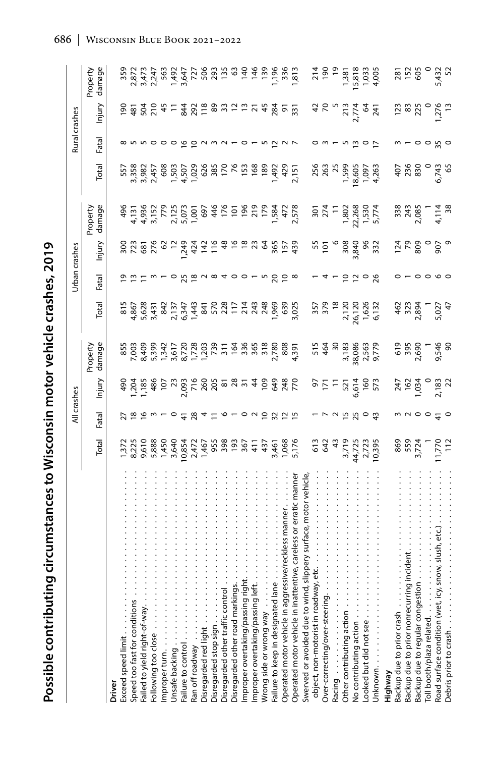# Possible contributing circumstances to Wisconsin motor vehicle crashes, 2019

| | All crashes | | | | Urban crashes | | | | Rural crashes | | | |
|---|---|---|---|---|---|---|---|---|---|---|---|---|
| | Total | Fatal | Injury | Property damage | Total | Fatal | Injury | Property damage | Total | Fatal | Injury | Property damage |
| **Driver** | | | | | | | | | | | | |
| Exceed speed limit | 1,372 | 27 | 490 | 855 | 815 | 19 | 300 | 496 | 557 | 8 | 190 | 359 |
| Speed too fast for conditions | 8,225 | 18 | 1,204 | 7,003 | 4,867 | 13 | 723 | 4,131 | 3,358 | 5 | 481 | 2,872 |
| Failed to yield right-of-way | 9,610 | 16 | 1,185 | 8,409 | 5,628 | 11 | 681 | 4,936 | 3,982 | 5 | 504 | 3,473 |
| Following too close | 5,888 | 3 | 486 | 5,399 | 3,431 | 3 | 276 | 3,152 | 2,457 | 0 | 210 | 2,247 |
| Improper turn | 1,450 | 1 | 107 | 1,342 | 842 | 1 | 62 | 779 | 608 | 0 | 45 | 563 |
| Unsafe backing | 3,640 | 0 | 23 | 3,617 | 2,137 | 0 | 12 | 2,125 | 1,503 | 0 | 11 | 1,492 |
| Failure to control | 10,854 | 41 | 2,093 | 8,720 | 6,347 | 25 | 1,249 | 5,073 | 4,507 | 16 | 844 | 3,647 |
| Ran off roadway | 2,472 | 28 | 716 | 1,728 | 1,443 | 18 | 424 | 1,001 | 1,029 | 10 | 292 | 727 |
| Disregarded red light | 1,467 | 4 | 260 | 1,203 | 841 | 2 | 142 | 697 | 626 | 2 | 118 | 506 |
| Disregarded stop sign | 955 | 11 | 205 | 739 | 570 | 8 | 116 | 446 | 385 | 3 | 89 | 293 |
| Disregarded other traffic control | 398 | 6 | 81 | 311 | 228 | 4 | 48 | 176 | 170 | 2 | 33 | 135 |
| Disregarded other road markings | 193 | 1 | 28 | 164 | 117 | 0 | 16 | 101 | 76 | 1 | 12 | 63 |
| Improper overtaking/passing right | 367 | 0 | 31 | 336 | 214 | 0 | 18 | 196 | 153 | 0 | 13 | 140 |
| Improper overtaking/passing left | 411 | 2 | 44 | 365 | 243 | 1 | 23 | 219 | 168 | 1 | 21 | 146 |
| Wrong side or wrong way | 437 | 10 | 109 | 318 | 248 | 5 | 64 | 179 | 189 | 5 | 45 | 139 |
| Failure to keep in designated lane | 3,461 | 32 | 649 | 2,780 | 1,969 | 20 | 365 | 1,584 | 1,492 | 12 | 284 | 1,196 |
| Operated motor vehicle in aggressive/reckless manner | 1,068 | 12 | 248 | 808 | 639 | 10 | 157 | 472 | 429 | 2 | 91 | 336 |
| Operated motor vehicle in inattentive, careless or erratic manner | 5,176 | 15 | 770 | 4,391 | 3,025 | 8 | 439 | 2,578 | 2,151 | 7 | 331 | 1,813 |
| Swerved or avoided due to wind, slippery surface, motor vehicle, object, non-motorist in roadway, etc. | 613 | 1 | 97 | 515 | 357 | 1 | 55 | 301 | 256 | 0 | 42 | 214 |
| Over-correcting/over-steering | 642 | 7 | 171 | 464 | 379 | 4 | 101 | 274 | 263 | 3 | 70 | 190 |
| Racing | 43 | 2 | 11 | 30 | 18 | 1 | 6 | 11 | 25 | 1 | 5 | 19 |
| Other contributing action | 3,719 | 15 | 521 | 3,183 | 2,120 | 10 | 308 | 1,802 | 1,599 | 5 | 213 | 1,381 |
| No contributing action | 44,725 | 25 | 6,614 | 38,086 | 26,120 | 12 | 3,840 | 22,268 | 18,605 | 13 | 2,774 | 15,818 |
| Looked but did not see | 2,723 | 0 | 160 | 2,563 | 1,626 | 0 | 96 | 1,530 | 1,097 | 0 | 64 | 1,033 |
| Unknown | 10,395 | 43 | 573 | 9,779 | 6,132 | 26 | 332 | 5,774 | 4,263 | 17 | 241 | 4,005 |
| **Highway** | | | | | | | | | | | | |
| Backup due to prior crash | 869 | 3 | 247 | 619 | 462 | 0 | 124 | 338 | 407 | 3 | 123 | 281 |
| Backup due to prior nonrecurring incident | 559 | 2 | 162 | 395 | 323 | 1 | 79 | 243 | 236 | 1 | 83 | 152 |
| Backup due to regular congestion | 3,724 | 0 | 1,034 | 2,690 | 2,894 | 0 | 809 | 2,085 | 830 | 0 | 225 | 605 |
| Toll booth/plaza related | 1 | 0 | 0 | 1 | 1 | 0 | 0 | 1 | 0 | 0 | 0 | 0 |
| Road surface condition (wet, icy, snow, slush, etc.) | 11,770 | 41 | 2,183 | 9,546 | 5,027 | 6 | 907 | 4,114 | 6,743 | 35 | 1,276 | 5,432 |
| Debris prior to crash | 112 | 0 | 22 | 90 | 47 | 0 | 9 | 38 | 65 | 0 | 13 | 52 |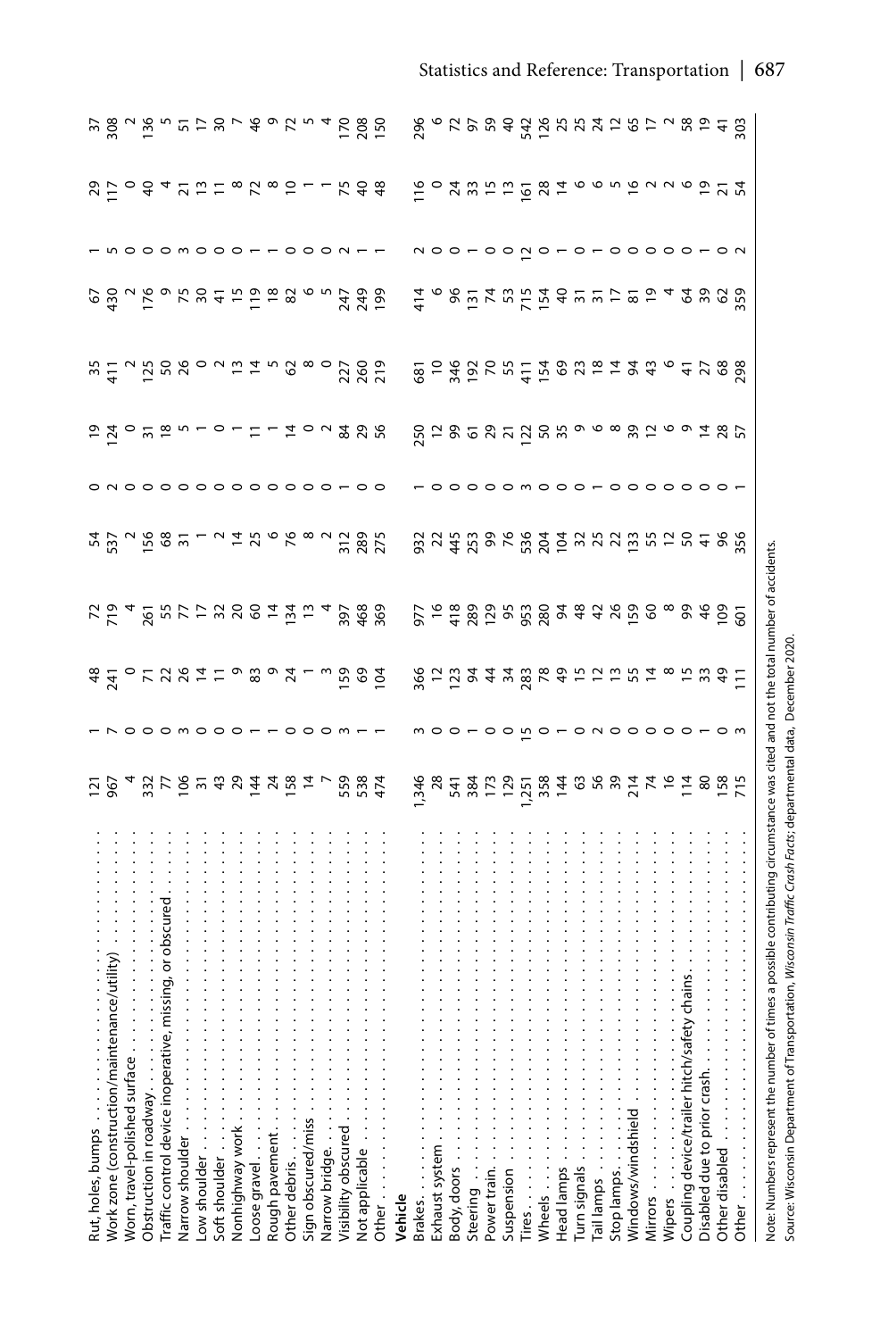| | | | | | | | | | | | | |
|---|---|---|---|---|---|---|---|---|---|---|---|---|
| Rut, holes, bumps | 121 | 1 | 48 | 72 | 54 | 0 | 19 | 35 | 67 | 1 | 29 | 37 |
| Work zone (construction/maintenance/utility) | 967 | 7 | 241 | 719 | 537 | 2 | 124 | 411 | 430 | 5 | 117 | 308 |
| Worn, travel-polished surface | 4 | 0 | 0 | 4 | 2 | 0 | 0 | 2 | 2 | 0 | 0 | 2 |
| Obstruction in roadway | 332 | 0 | 71 | 261 | 156 | 0 | 31 | 125 | 176 | 0 | 40 | 136 |
| Traffic control device inoperative, missing, or obscured | 77 | 0 | 22 | 55 | 68 | 0 | 18 | 50 | 9 | 0 | 4 | 5 |
| Narrow shoulder | 106 | 3 | 26 | 77 | 31 | 0 | 5 | 26 | 75 | 3 | 21 | 51 |
| Low shoulder | 31 | 0 | 14 | 17 | 1 | 0 | 1 | 0 | 30 | 0 | 13 | 17 |
| Soft shoulder | 43 | 0 | 11 | 32 | 2 | 0 | 0 | 2 | 41 | 0 | 11 | 30 |
| Nonhighway work | 29 | 0 | 9 | 20 | 14 | 0 | 1 | 13 | 15 | 0 | 8 | 7 |
| Loose gravel | 144 | 1 | 83 | 60 | 25 | 0 | 11 | 14 | 119 | 1 | 72 | 46 |
| Rough pavement | 24 | 1 | 9 | 14 | 6 | 0 | 1 | 5 | 18 | 1 | 8 | 9 |
| Other debris | 158 | 0 | 24 | 134 | 76 | 0 | 14 | 62 | 82 | 0 | 10 | 72 |
| Sign obscured/miss | 14 | 0 | 1 | 13 | 8 | 0 | 0 | 8 | 6 | 0 | 1 | 5 |
| Narrow bridge | 7 | 0 | 3 | 4 | 2 | 0 | 2 | 0 | 5 | 0 | 1 | 4 |
| Visibility obscured | 559 | 3 | 159 | 397 | 312 | 1 | 84 | 227 | 247 | 2 | 75 | 170 |
| Not applicable | 538 | 1 | 69 | 468 | 289 | 0 | 29 | 260 | 249 | 1 | 40 | 208 |
| Other | 474 | 1 | 104 | 369 | 275 | 0 | 56 | 219 | 199 | 1 | 48 | 150 |
| **Vehicle** | | | | | | | | | | | | |
| Brakes | 1,346 | 3 | 366 | 977 | 932 | 1 | 250 | 681 | 414 | 2 | 116 | 296 |
| Exhaust system | 28 | 0 | 12 | 16 | 22 | 0 | 12 | 10 | 6 | 0 | 0 | 6 |
| Body, doors | 541 | 0 | 123 | 418 | 445 | 0 | 99 | 346 | 96 | 0 | 24 | 72 |
| Steering | 384 | 1 | 94 | 289 | 253 | 0 | 61 | 192 | 131 | 1 | 33 | 97 |
| Power train | 173 | 0 | 44 | 129 | 99 | 0 | 29 | 70 | 74 | 0 | 15 | 59 |
| Suspension | 129 | 0 | 34 | 95 | 76 | 0 | 21 | 55 | 53 | 0 | 13 | 40 |
| Tires | 1,251 | 15 | 283 | 953 | 536 | 3 | 122 | 411 | 715 | 12 | 161 | 542 |
| Wheels | 358 | 0 | 78 | 280 | 204 | 0 | 50 | 154 | 154 | 0 | 28 | 126 |
| Head lamps | 144 | 1 | 49 | 94 | 104 | 0 | 35 | 69 | 40 | 1 | 14 | 25 |
| Turn signals | 63 | 0 | 15 | 48 | 32 | 0 | 9 | 23 | 31 | 0 | 6 | 25 |
| Tail lamps | 56 | 2 | 12 | 42 | 25 | 1 | 6 | 18 | 31 | 1 | 6 | 24 |
| Stop lamps | 39 | 0 | 13 | 26 | 22 | 0 | 8 | 14 | 17 | 0 | 5 | 12 |
| Windows/windshield | 214 | 0 | 55 | 159 | 133 | 0 | 39 | 94 | 81 | 0 | 16 | 65 |
| Mirrors | 74 | 0 | 14 | 60 | 55 | 0 | 12 | 43 | 19 | 0 | 2 | 17 |
| Wipers | 16 | 0 | 8 | 8 | 12 | 0 | 6 | 6 | 4 | 0 | 2 | 2 |
| Coupling device/trailer hitch/safety chains | 114 | 0 | 15 | 99 | 50 | 0 | 9 | 41 | 64 | 0 | 6 | 58 |
| Disabled due to prior crash | 80 | 1 | 33 | 46 | 41 | 0 | 14 | 27 | 39 | 1 | 19 | 19 |
| Other disabled | 158 | 0 | 49 | 109 | 96 | 0 | 28 | 68 | 62 | 0 | 21 | 41 |
| Other | 715 | 3 | 111 | 601 | 356 | 1 | 57 | 298 | 359 | 2 | 54 | 303 |

Note: Numbers represent the number of times a possible contributing circumstance was cited and not the total number of accidents.

Source: Wisconsin Department of Transportation, *Wisconsin Traffic Crash Facts*; departmental data, December 2020.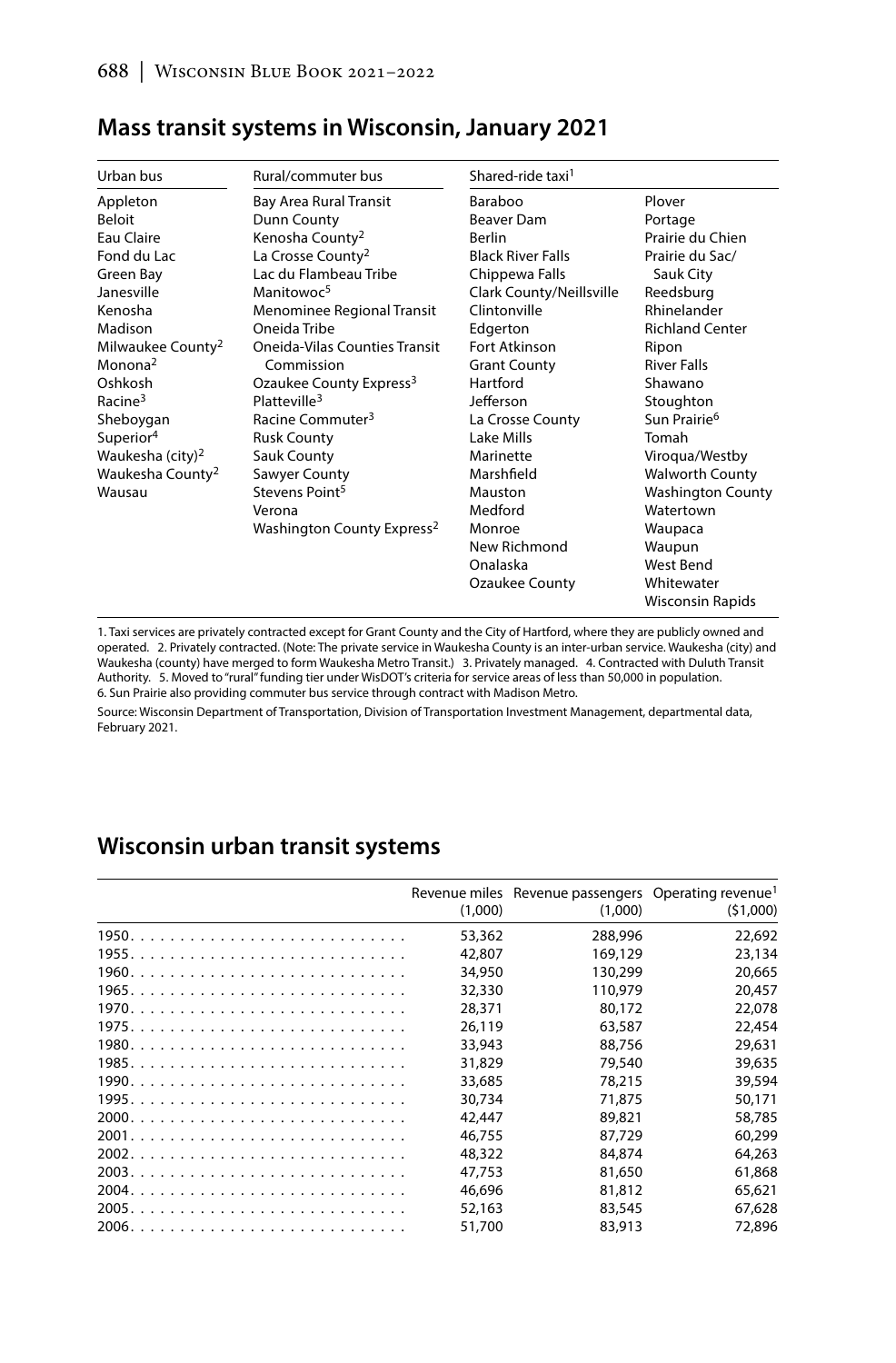## Mass transit systems in Wisconsin, January 2021

| Urban bus | Rural/commuter bus | Shared-ride taxi[1] | |
|---|---|---|---|
| Appleton | Bay Area Rural Transit | Baraboo | Plover |
| Beloit | Dunn County | Beaver Dam | Portage |
| Eau Claire | Kenosha County[2] | Berlin | Prairie du Chien |
| Fond du Lac | La Crosse County[2] | Black River Falls | Prairie du Sac/ Sauk City |
| Green Bay | Lac du Flambeau Tribe | Chippewa Falls | Reedsburg |
| Janesville | Manitowoc[5] | Clark County/Neillsville | Rhinelander |
| Kenosha | Menominee Regional Transit | Clintonville | Richland Center |
| Madison | Oneida Tribe | Edgerton | Ripon |
| Milwaukee County[2] | Oneida-Vilas Counties Transit Commission | Fort Atkinson | River Falls |
| Monona[2] | Ozaukee County Express[3] | Grant County | Shawano |
| Oshkosh | Platteville[3] | Hartford | Stoughton |
| Racine[3] | Racine Commuter[3] | Jefferson | Sun Prairie[6] |
| Sheboygan | Rusk County | La Crosse County | Tomah |
| Superior[4] | Sauk County | Lake Mills | Viroqua/Westby |
| Waukesha (city)[2] | Sawyer County | Marinette | Walworth County |
| Waukesha County[2] | Stevens Point[5] | Marshfield | Washington County |
| Wausau | Verona | Mauston | Watertown |
| | Washington County Express[2] | Medford | Waupaca |
| | | Monroe | Waupun |
| | | New Richmond | West Bend |
| | | Onalaska | Whitewater |
| | | Ozaukee County | Wisconsin Rapids |

1. Taxi services are privately contracted except for Grant County and the City of Hartford, where they are publicly owned and operated. 2. Privately contracted. (Note: The private service in Waukesha County is an inter-urban service. Waukesha (city) and Waukesha (county) have merged to form Waukesha Metro Transit.) 3. Privately managed. 4. Contracted with Duluth Transit Authority. 5. Moved to "rural" funding tier under WisDOT's criteria for service areas of less than 50,000 in population. 6. Sun Prairie also providing commuter bus service through contract with Madison Metro.

Source: Wisconsin Department of Transportation, Division of Transportation Investment Management, departmental data, February 2021.

## Wisconsin urban transit systems

| | Revenue miles (1,000) | Revenue passengers (1,000) | Operating revenue[1] ($1,000) |
|---|---|---|---|
| 1950 | 53,362 | 288,996 | 22,692 |
| 1955 | 42,807 | 169,129 | 23,134 |
| 1960 | 34,950 | 130,299 | 20,665 |
| 1965 | 32,330 | 110,979 | 20,457 |
| 1970 | 28,371 | 80,172 | 22,078 |
| 1975 | 26,119 | 63,587 | 22,454 |
| 1980 | 33,943 | 88,756 | 29,631 |
| 1985 | 31,829 | 79,540 | 39,635 |
| 1990 | 33,685 | 78,215 | 39,594 |
| 1995 | 30,734 | 71,875 | 50,171 |
| 2000 | 42,447 | 89,821 | 58,785 |
| 2001 | 46,755 | 87,729 | 60,299 |
| 2002 | 48,322 | 84,874 | 64,263 |
| 2003 | 47,753 | 81,650 | 61,868 |
| 2004 | 46,696 | 81,812 | 65,621 |
| 2005 | 52,163 | 83,545 | 67,628 |
| 2006 | 51,700 | 83,913 | 72,896 |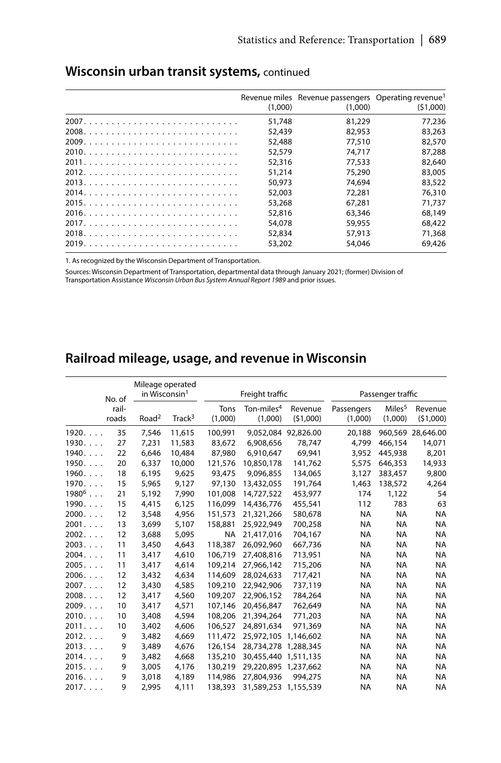## Wisconsin urban transit systems, continued

| | Revenue miles (1,000) | Revenue passengers (1,000) | Operating revenue[1] ($1,000) |
|---|---|---|---|
| 2007 | 51,748 | 81,229 | 77,236 |
| 2008 | 52,439 | 82,953 | 83,263 |
| 2009 | 52,488 | 77,510 | 82,570 |
| 2010 | 52,579 | 74,717 | 87,288 |
| 2011 | 52,316 | 77,533 | 82,640 |
| 2012 | 51,214 | 75,290 | 83,005 |
| 2013 | 50,973 | 74,694 | 83,522 |
| 2014 | 52,003 | 72,281 | 76,310 |
| 2015 | 53,268 | 67,281 | 71,737 |
| 2016 | 52,816 | 63,346 | 68,149 |
| 2017 | 54,078 | 59,955 | 68,422 |
| 2018 | 52,834 | 57,913 | 71,368 |
| 2019 | 53,202 | 54,046 | 69,426 |

1. As recognized by the Wisconsin Department of Transportation.

Sources: Wisconsin Department of Transportation, departmental data through January 2021; (former) Division of Transportation Assistance *Wisconsin Urban Bus System Annual Report 1989* and prior issues.

## Railroad mileage, usage, and revenue in Wisconsin

| | No. of rail-roads | Mileage operated in Wisconsin[1] | | Freight traffic | | | Passenger traffic | | |
|---|---|---|---|---|---|---|---|---|---|
| | | Road[2] | Track[3] | Tons (1,000) | Ton-miles[4] (1,000) | Revenue ($1,000) | Passengers (1,000) | Miles[5] (1,000) | Revenue ($1,000) |
| 1920 | 35 | 7,546 | 11,615 | 100,991 | 9,052,084 | 92,826.00 | 20,188 | 960,569 | 28,646.00 |
| 1930 | 27 | 7,231 | 11,583 | 83,672 | 6,908,656 | 78,747 | 4,799 | 466,154 | 14,071 |
| 1940 | 22 | 6,646 | 10,484 | 87,980 | 6,910,647 | 69,941 | 3,952 | 445,938 | 8,201 |
| 1950 | 20 | 6,337 | 10,000 | 121,576 | 10,850,178 | 141,762 | 5,575 | 646,353 | 14,933 |
| 1960 | 18 | 6,195 | 9,625 | 93,475 | 9,096,855 | 134,065 | 3,127 | 383,457 | 9,800 |
| 1970 | 15 | 5,965 | 9,127 | 97,130 | 13,432,055 | 191,764 | 1,463 | 138,572 | 4,264 |
| 1980[6] | 21 | 5,192 | 7,990 | 101,008 | 14,727,522 | 453,977 | 174 | 1,122 | 54 |
| 1990 | 15 | 4,415 | 6,125 | 116,099 | 14,436,776 | 455,541 | 112 | 783 | 63 |
| 2000 | 12 | 3,548 | 4,956 | 151,573 | 21,321,266 | 580,678 | NA | NA | NA |
| 2001 | 13 | 3,699 | 5,107 | 158,881 | 25,922,949 | 700,258 | NA | NA | NA |
| 2002 | 12 | 3,688 | 5,095 | NA | 21,417,016 | 704,167 | NA | NA | NA |
| 2003 | 11 | 3,450 | 4,643 | 118,387 | 26,092,960 | 667,736 | NA | NA | NA |
| 2004 | 11 | 3,417 | 4,610 | 106,719 | 27,408,816 | 713,951 | NA | NA | NA |
| 2005 | 11 | 3,417 | 4,614 | 109,214 | 27,966,142 | 715,206 | NA | NA | NA |
| 2006 | 12 | 3,432 | 4,634 | 114,609 | 28,024,633 | 717,421 | NA | NA | NA |
| 2007 | 12 | 3,430 | 4,585 | 109,210 | 22,942,906 | 737,119 | NA | NA | NA |
| 2008 | 12 | 3,417 | 4,560 | 109,207 | 22,906,152 | 784,264 | NA | NA | NA |
| 2009 | 10 | 3,417 | 4,571 | 107,146 | 20,456,847 | 762,649 | NA | NA | NA |
| 2010 | 10 | 3,408 | 4,594 | 108,206 | 21,394,264 | 771,203 | NA | NA | NA |
| 2011 | 10 | 3,402 | 4,606 | 106,527 | 24,891,634 | 971,369 | NA | NA | NA |
| 2012 | 9 | 3,482 | 4,669 | 111,472 | 25,972,105 | 1,146,602 | NA | NA | NA |
| 2013 | 9 | 3,489 | 4,676 | 126,154 | 28,734,278 | 1,288,345 | NA | NA | NA |
| 2014 | 9 | 3,482 | 4,668 | 135,210 | 30,455,440 | 1,511,135 | NA | NA | NA |
| 2015 | 9 | 3,005 | 4,176 | 130,219 | 29,220,895 | 1,237,662 | NA | NA | NA |
| 2016 | 9 | 3,018 | 4,189 | 114,986 | 27,804,936 | 994,275 | NA | NA | NA |
| 2017 | 9 | 2,995 | 4,111 | 138,393 | 31,589,253 | 1,155,539 | NA | NA | NA |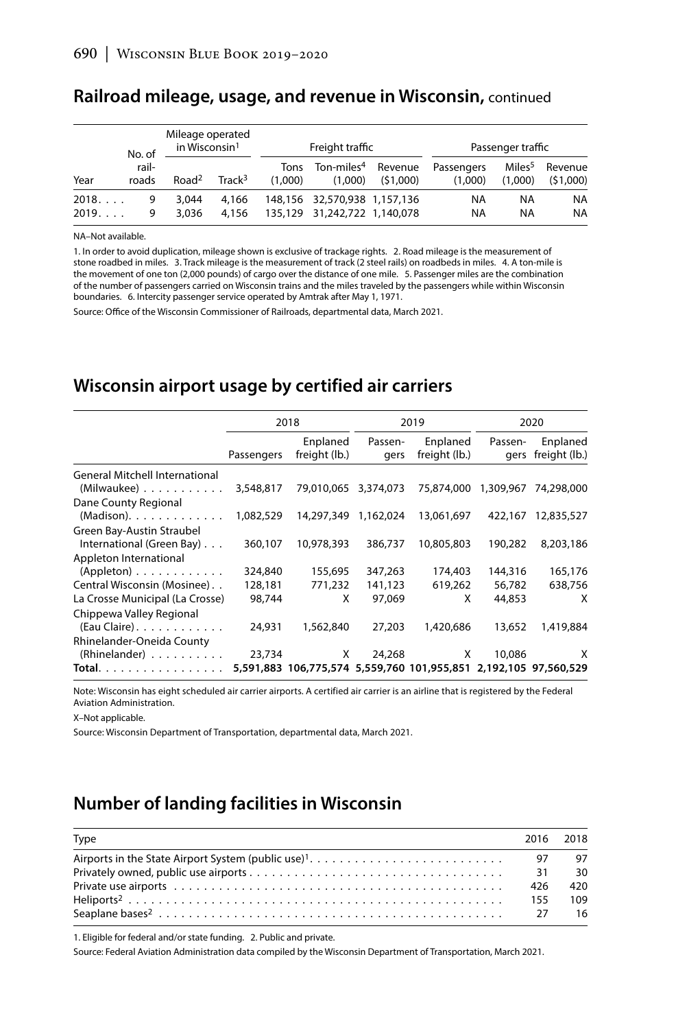## Railroad mileage, usage, and revenue in Wisconsin, continued

| | | Mileage operated in Wisconsin[1] | | Freight traffic | | | Passenger traffic | | |
|---|---|---|---|---|---|---|---|---|---|
| Year | No. of rail-roads | Road[2] | Track[3] | Tons (1,000) | Ton-miles[4] (1,000) | Revenue ($1,000) | Passengers (1,000) | Miles[5] (1,000) | Revenue ($1,000) |
| 2018. . . . | 9 | 3,044 | 4,166 | 148,156 | 32,570,938 | 1,157,136 | NA | NA | NA |
| 2019. . . . | 9 | 3,036 | 4,156 | 135,129 | 31,242,722 | 1,140,078 | NA | NA | NA |

NA–Not available.

1. In order to avoid duplication, mileage shown is exclusive of trackage rights. 2. Road mileage is the measurement of stone roadbed in miles. 3. Track mileage is the measurement of track (2 steel rails) on roadbeds in miles. 4. A ton-mile is the movement of one ton (2,000 pounds) of cargo over the distance of one mile. 5. Passenger miles are the combination of the number of passengers carried on Wisconsin trains and the miles traveled by the passengers while within Wisconsin boundaries. 6. Intercity passenger service operated by Amtrak after May 1, 1971.

Source: Office of the Wisconsin Commissioner of Railroads, departmental data, March 2021.

## Wisconsin airport usage by certified air carriers

| | 2018 | | 2019 | | 2020 | |
|---|---|---|---|---|---|---|
| | Passengers | Enplaned freight (lb.) | Passen-gers | Enplaned freight (lb.) | Passen-gers | Enplaned freight (lb.) |
| General Mitchell International (Milwaukee) . . . . . . . . . . . | 3,548,817 | 79,010,065 | 3,374,073 | 75,874,000 | 1,309,967 | 74,298,000 |
| Dane County Regional (Madison). . . . . . . . . . . . . | 1,082,529 | 14,297,349 | 1,162,024 | 13,061,697 | 422,167 | 12,835,527 |
| Green Bay-Austin Straubel International (Green Bay) . . . | 360,107 | 10,978,393 | 386,737 | 10,805,803 | 190,282 | 8,203,186 |
| Appleton International (Appleton) . . . . . . . . . . . . | 324,840 | 155,695 | 347,263 | 174,403 | 144,316 | 165,176 |
| Central Wisconsin (Mosinee) . . | 128,181 | 771,232 | 141,123 | 619,262 | 56,782 | 638,756 |
| La Crosse Municipal (La Crosse) | 98,744 | X | 97,069 | X | 44,853 | X |
| Chippewa Valley Regional (Eau Claire). . . . . . . . . . . . | 24,931 | 1,562,840 | 27,203 | 1,420,686 | 13,652 | 1,419,884 |
| Rhinelander-Oneida County (Rhinelander) . . . . . . . . . . | 23,734 | X | 24,268 | X | 10,086 | X |
| **Total**. . . . . . . . . . . . . . . . . | **5,591,883** | **106,775,574** | **5,559,760** | **101,955,851** | **2,192,105** | **97,560,529** |

Note: Wisconsin has eight scheduled air carrier airports. A certified air carrier is an airline that is registered by the Federal Aviation Administration.

X–Not applicable.

Source: Wisconsin Department of Transportation, departmental data, March 2021.

## Number of landing facilities in Wisconsin

| Type | 2016 | 2018 |
|---|---|---|
| Airports in the State Airport System (public use)[1]. . . . . . . . . . . . . . . . . . . . . . . . . . | 97 | 97 |
| Privately owned, public use airports . . . . . . . . . . . . . . . . . . . . . . . . . . . . . . . . . . | 31 | 30 |
| Private use airports . . . . . . . . . . . . . . . . . . . . . . . . . . . . . . . . . . . . . . . . . . . . . | 426 | 420 |
| Heliports[2] . . . . . . . . . . . . . . . . . . . . . . . . . . . . . . . . . . . . . . . . . . . . . . . . . . | 155 | 109 |
| Seaplane bases[2] . . . . . . . . . . . . . . . . . . . . . . . . . . . . . . . . . . . . . . . . . . . . . . | 27 | 16 |

1. Eligible for federal and/or state funding. 2. Public and private.

Source: Federal Aviation Administration data compiled by the Wisconsin Department of Transportation, March 2021.